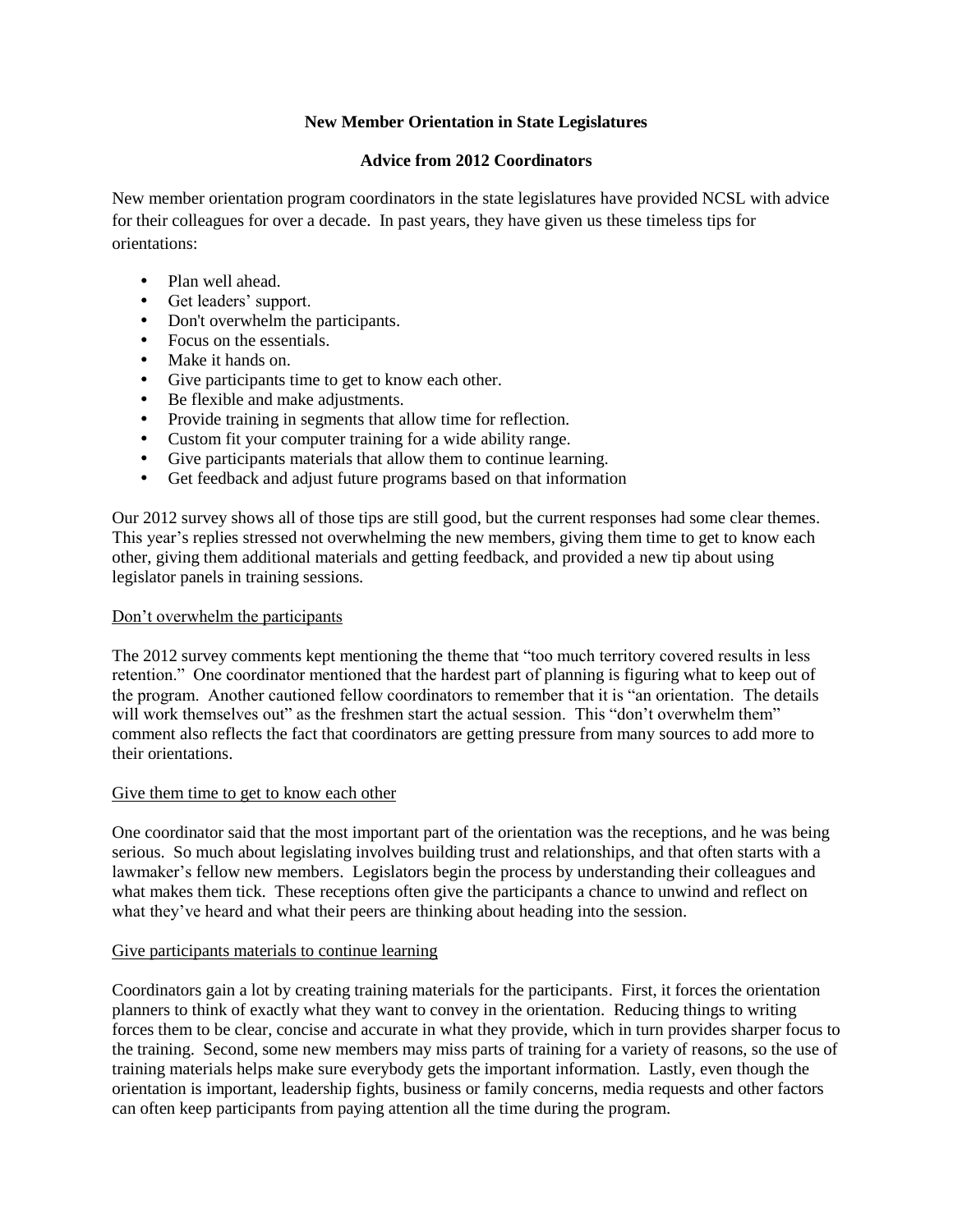**New Member Orientation in State Legislatures**

**Advice from 2012 Coordinators**

New member orientation program coordinators in the state legislatures have provided NCSL with advice for their colleagues for over a decade. In past years, they have given us these timeless tips for orientations:

- Plan well ahead.
- Get leaders' support.
- Don't overwhelm the participants.
- Focus on the essentials.
- Make it hands on.
- Give participants time to get to know each other.
- Be flexible and make adjustments.
- Provide training in segments that allow time for reflection.
- Custom fit your computer training for a wide ability range.
- Give participants materials that allow them to continue learning.
- Get feedback and adjust future programs based on that information

Our 2012 survey shows all of those tips are still good, but the current responses had some clear themes. This year's replies stressed not overwhelming the new members, giving them time to get to know each other, giving them additional materials and getting feedback, and provided a new tip about using legislator panels in training sessions.

<u>Don't overwhelm the participants</u>

The 2012 survey comments kept mentioning the theme that "too much territory covered results in less retention." One coordinator mentioned that the hardest part of planning is figuring what to keep out of the program. Another cautioned fellow coordinators to remember that it is "an orientation. The details will work themselves out" as the freshmen start the actual session. This "don't overwhelm them" comment also reflects the fact that coordinators are getting pressure from many sources to add more to their orientations.

<u>Give them time to get to know each other</u>

One coordinator said that the most important part of the orientation was the receptions, and he was being serious. So much about legislating involves building trust and relationships, and that often starts with a lawmaker's fellow new members. Legislators begin the process by understanding their colleagues and what makes them tick. These receptions often give the participants a chance to unwind and reflect on what they've heard and what their peers are thinking about heading into the session.

<u>Give participants materials to continue learning</u>

Coordinators gain a lot by creating training materials for the participants. First, it forces the orientation planners to think of exactly what they want to convey in the orientation. Reducing things to writing forces them to be clear, concise and accurate in what they provide, which in turn provides sharper focus to the training. Second, some new members may miss parts of training for a variety of reasons, so the use of training materials helps make sure everybody gets the important information. Lastly, even though the orientation is important, leadership fights, business or family concerns, media requests and other factors can often keep participants from paying attention all the time during the program.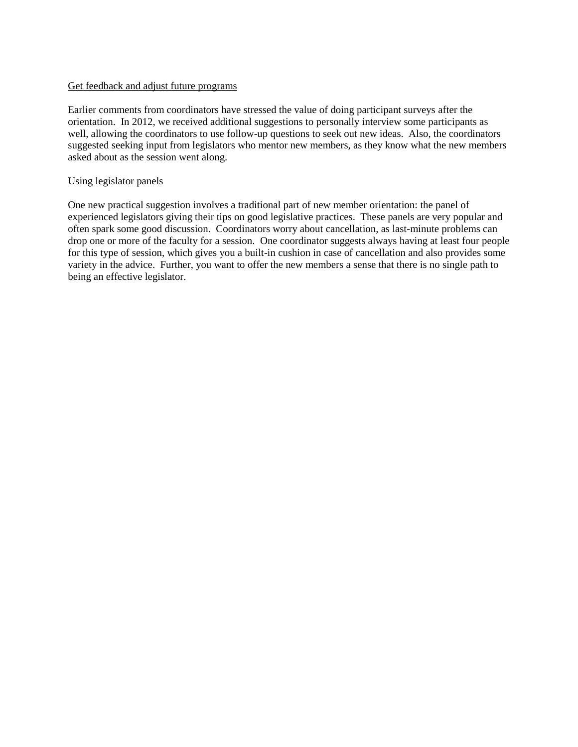Get feedback and adjust future programs

Earlier comments from coordinators have stressed the value of doing participant surveys after the orientation. In 2012, we received additional suggestions to personally interview some participants as well, allowing the coordinators to use follow-up questions to seek out new ideas. Also, the coordinators suggested seeking input from legislators who mentor new members, as they know what the new members asked about as the session went along.

Using legislator panels

One new practical suggestion involves a traditional part of new member orientation: the panel of experienced legislators giving their tips on good legislative practices. These panels are very popular and often spark some good discussion. Coordinators worry about cancellation, as last-minute problems can drop one or more of the faculty for a session. One coordinator suggests always having at least four people for this type of session, which gives you a built-in cushion in case of cancellation and also provides some variety in the advice. Further, you want to offer the new members a sense that there is no single path to being an effective legislator.